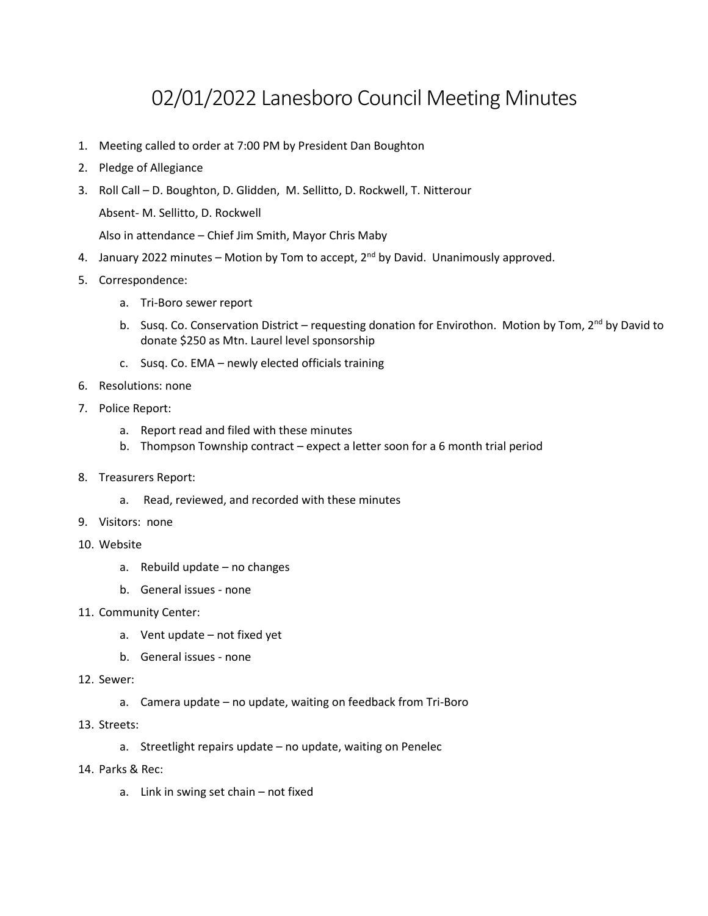# 02/01/2022 Lanesboro Council Meeting Minutes

1. Meeting called to order at 7:00 PM by President Dan Boughton
2. Pledge of Allegiance
3. Roll Call – D. Boughton, D. Glidden, M. Sellitto, D. Rockwell, T. Nitterour

   Absent- M. Sellitto, D. Rockwell

   Also in attendance – Chief Jim Smith, Mayor Chris Maby
4. January 2022 minutes – Motion by Tom to accept, 2nd by David. Unanimously approved.
5. Correspondence:
   a. Tri-Boro sewer report
   b. Susq. Co. Conservation District – requesting donation for Envirothon. Motion by Tom, 2nd by David to donate $250 as Mtn. Laurel level sponsorship
   c. Susq. Co. EMA – newly elected officials training
6. Resolutions: none
7. Police Report:
   a. Report read and filed with these minutes
   b. Thompson Township contract – expect a letter soon for a 6 month trial period
8. Treasurers Report:
   a. Read, reviewed, and recorded with these minutes
9. Visitors: none
10. Website
    a. Rebuild update – no changes
    b. General issues - none
11. Community Center:
    a. Vent update – not fixed yet
    b. General issues - none
12. Sewer:
    a. Camera update – no update, waiting on feedback from Tri-Boro
13. Streets:
    a. Streetlight repairs update – no update, waiting on Penelec
14. Parks & Rec:
    a. Link in swing set chain – not fixed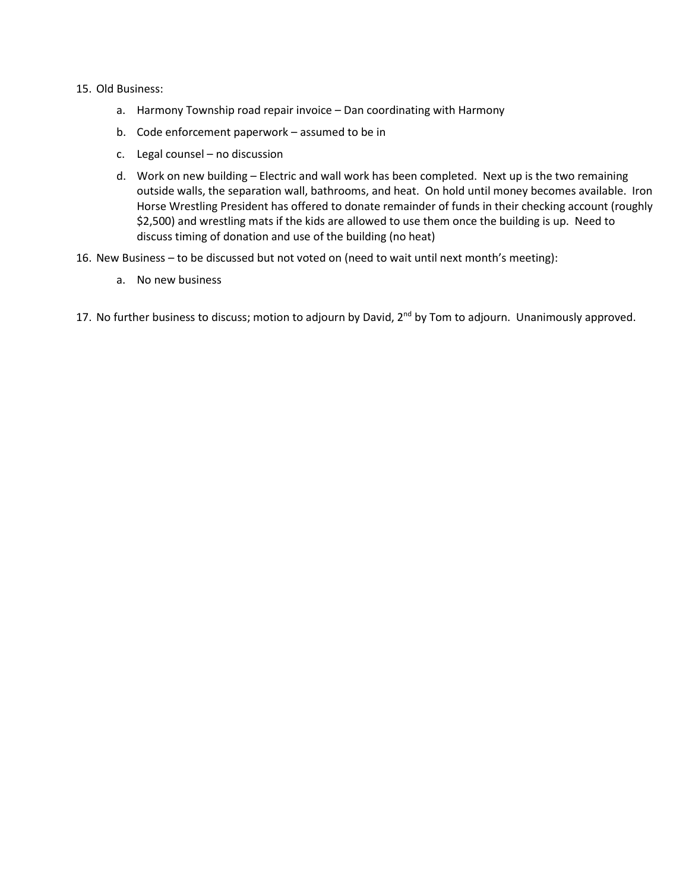15. Old Business:

    a. Harmony Township road repair invoice – Dan coordinating with Harmony

    b. Code enforcement paperwork – assumed to be in

    c. Legal counsel – no discussion

    d. Work on new building – Electric and wall work has been completed. Next up is the two remaining outside walls, the separation wall, bathrooms, and heat. On hold until money becomes available. Iron Horse Wrestling President has offered to donate remainder of funds in their checking account (roughly $2,500) and wrestling mats if the kids are allowed to use them once the building is up. Need to discuss timing of donation and use of the building (no heat)

16. New Business – to be discussed but not voted on (need to wait until next month's meeting):

    a. No new business

17. No further business to discuss; motion to adjourn by David, 2nd by Tom to adjourn. Unanimously approved.